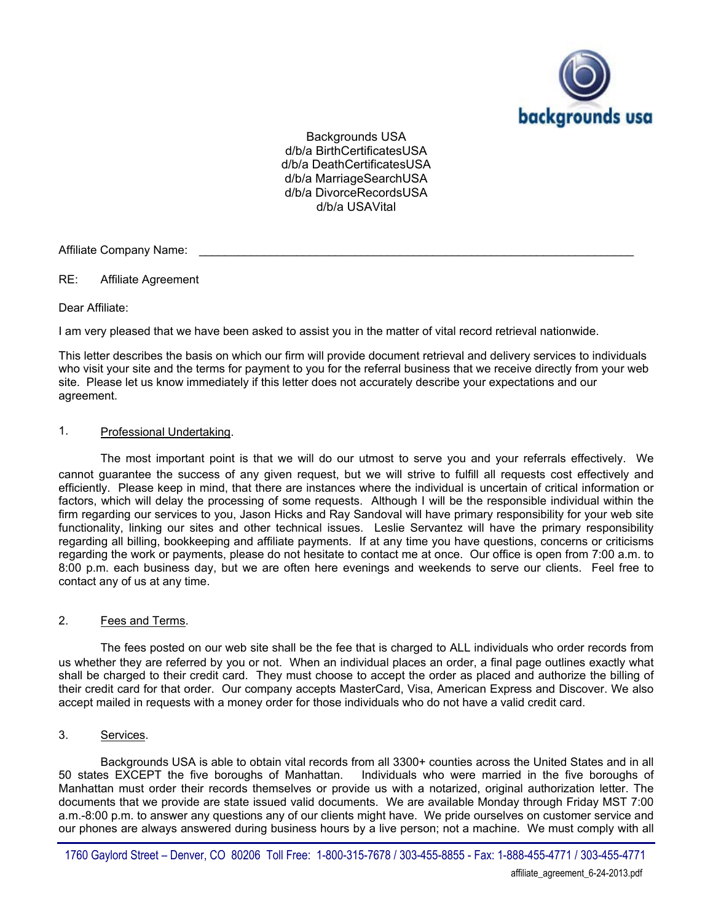Backgrounds USA
d/b/a BirthCertificatesUSA
d/b/a DeathCertificatesUSA
d/b/a MarriageSearchUSA
d/b/a DivorceRecordsUSA
d/b/a USAVital

Affiliate Company Name: ______________________________________________________________________

RE: Affiliate Agreement

Dear Affiliate:

I am very pleased that we have been asked to assist you in the matter of vital record retrieval nationwide.

This letter describes the basis on which our firm will provide document retrieval and delivery services to individuals who visit your site and the terms for payment to you for the referral business that we receive directly from your web site. Please let us know immediately if this letter does not accurately describe your expectations and our agreement.

1. <u>Professional Undertaking</u>.

The most important point is that we will do our utmost to serve you and your referrals effectively. We cannot guarantee the success of any given request, but we will strive to fulfill all requests cost effectively and efficiently. Please keep in mind, that there are instances where the individual is uncertain of critical information or factors, which will delay the processing of some requests. Although I will be the responsible individual within the firm regarding our services to you, Jason Hicks and Ray Sandoval will have primary responsibility for your web site functionality, linking our sites and other technical issues. Leslie Servantez will have the primary responsibility regarding all billing, bookkeeping and affiliate payments. If at any time you have questions, concerns or criticisms regarding the work or payments, please do not hesitate to contact me at once. Our office is open from 7:00 a.m. to 8:00 p.m. each business day, but we are often here evenings and weekends to serve our clients. Feel free to contact any of us at any time.

2. <u>Fees and Terms</u>.

The fees posted on our web site shall be the fee that is charged to ALL individuals who order records from us whether they are referred by you or not. When an individual places an order, a final page outlines exactly what shall be charged to their credit card. They must choose to accept the order as placed and authorize the billing of their credit card for that order. Our company accepts MasterCard, Visa, American Express and Discover. We also accept mailed in requests with a money order for those individuals who do not have a valid credit card.

3. <u>Services</u>.

Backgrounds USA is able to obtain vital records from all 3300+ counties across the United States and in all 50 states EXCEPT the five boroughs of Manhattan. Individuals who were married in the five boroughs of Manhattan must order their records themselves or provide us with a notarized, original authorization letter. The documents that we provide are state issued valid documents. We are available Monday through Friday MST 7:00 a.m.-8:00 p.m. to answer any questions any of our clients might have. We pride ourselves on customer service and our phones are always answered during business hours by a live person; not a machine. We must comply with all

1760 Gaylord Street – Denver, CO 80206 Toll Free: 1-800-315-7678 / 303-455-8855 - Fax: 1-888-455-4771 / 303-455-4771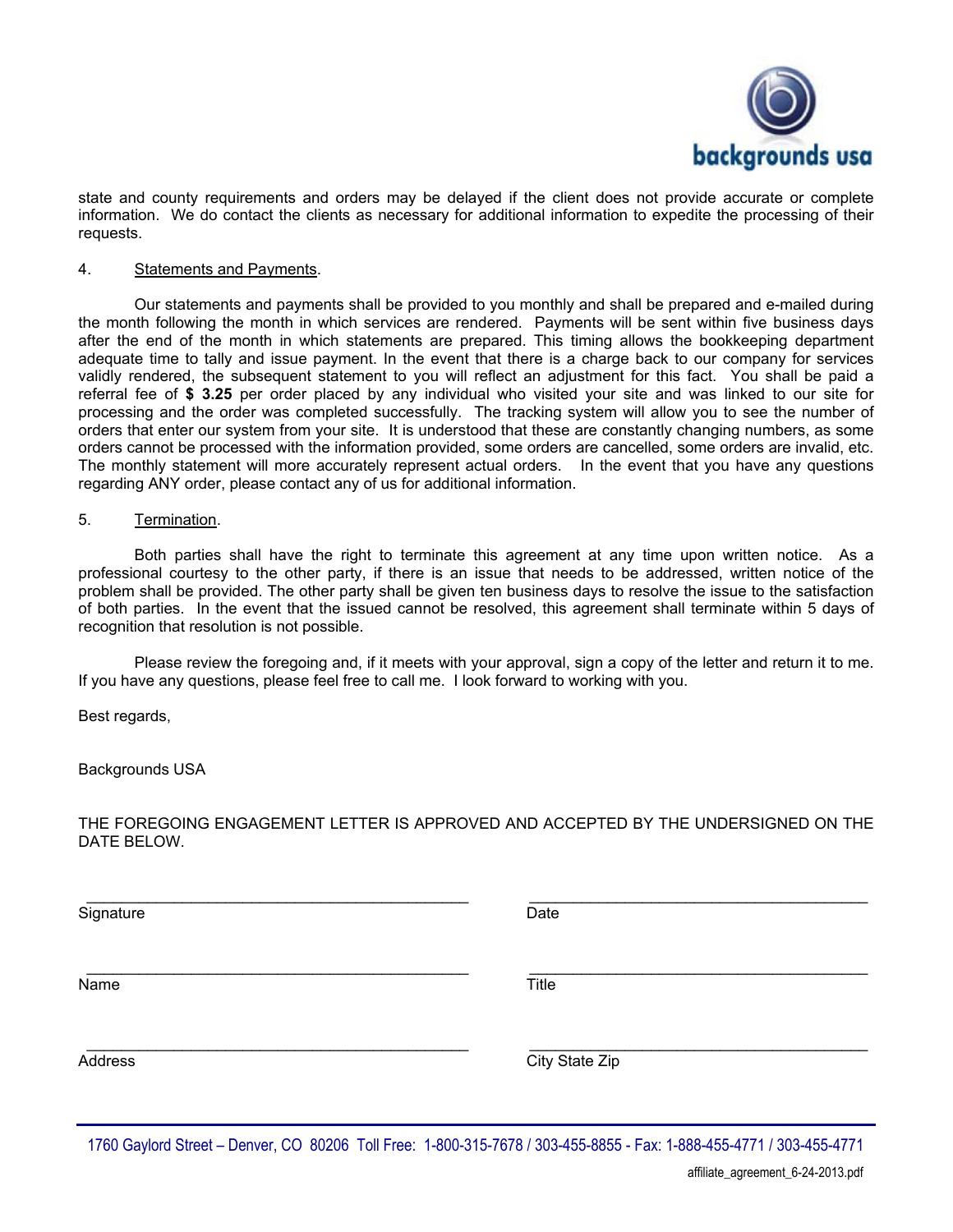state and county requirements and orders may be delayed if the client does not provide accurate or complete information. We do contact the clients as necessary for additional information to expedite the processing of their requests.

4. Statements and Payments.

Our statements and payments shall be provided to you monthly and shall be prepared and e-mailed during the month following the month in which services are rendered. Payments will be sent within five business days after the end of the month in which statements are prepared. This timing allows the bookkeeping department adequate time to tally and issue payment. In the event that there is a charge back to our company for services validly rendered, the subsequent statement to you will reflect an adjustment for this fact. You shall be paid a referral fee of **$ 3.25** per order placed by any individual who visited your site and was linked to our site for processing and the order was completed successfully. The tracking system will allow you to see the number of orders that enter our system from your site. It is understood that these are constantly changing numbers, as some orders cannot be processed with the information provided, some orders are cancelled, some orders are invalid, etc. The monthly statement will more accurately represent actual orders. In the event that you have any questions regarding ANY order, please contact any of us for additional information.

5. Termination.

Both parties shall have the right to terminate this agreement at any time upon written notice. As a professional courtesy to the other party, if there is an issue that needs to be addressed, written notice of the problem shall be provided. The other party shall be given ten business days to resolve the issue to the satisfaction of both parties. In the event that the issued cannot be resolved, this agreement shall terminate within 5 days of recognition that resolution is not possible.

Please review the foregoing and, if it meets with your approval, sign a copy of the letter and return it to me. If you have any questions, please feel free to call me. I look forward to working with you.

Best regards,

Backgrounds USA

THE FOREGOING ENGAGEMENT LETTER IS APPROVED AND ACCEPTED BY THE UNDERSIGNED ON THE DATE BELOW.

| | |
|---|---|
| \_\_\_\_\_\_\_\_\_\_\_\_\_\_\_\_\_\_\_\_\_\_\_\_\_\_\_\_\_\_\_\_\_\_\_\_ | \_\_\_\_\_\_\_\_\_\_\_\_\_\_\_\_\_\_\_\_\_\_\_\_\_\_\_\_\_\_\_\_\_\_\_\_ |
| Signature | Date |
| \_\_\_\_\_\_\_\_\_\_\_\_\_\_\_\_\_\_\_\_\_\_\_\_\_\_\_\_\_\_\_\_\_\_\_\_ | \_\_\_\_\_\_\_\_\_\_\_\_\_\_\_\_\_\_\_\_\_\_\_\_\_\_\_\_\_\_\_\_\_\_\_\_ |
| Name | Title |
| \_\_\_\_\_\_\_\_\_\_\_\_\_\_\_\_\_\_\_\_\_\_\_\_\_\_\_\_\_\_\_\_\_\_\_\_ | \_\_\_\_\_\_\_\_\_\_\_\_\_\_\_\_\_\_\_\_\_\_\_\_\_\_\_\_\_\_\_\_\_\_\_\_ |
| Address | City State Zip |

1760 Gaylord Street – Denver, CO 80206 Toll Free: 1-800-315-7678 / 303-455-8855 - Fax: 1-888-455-4771 / 303-455-4771